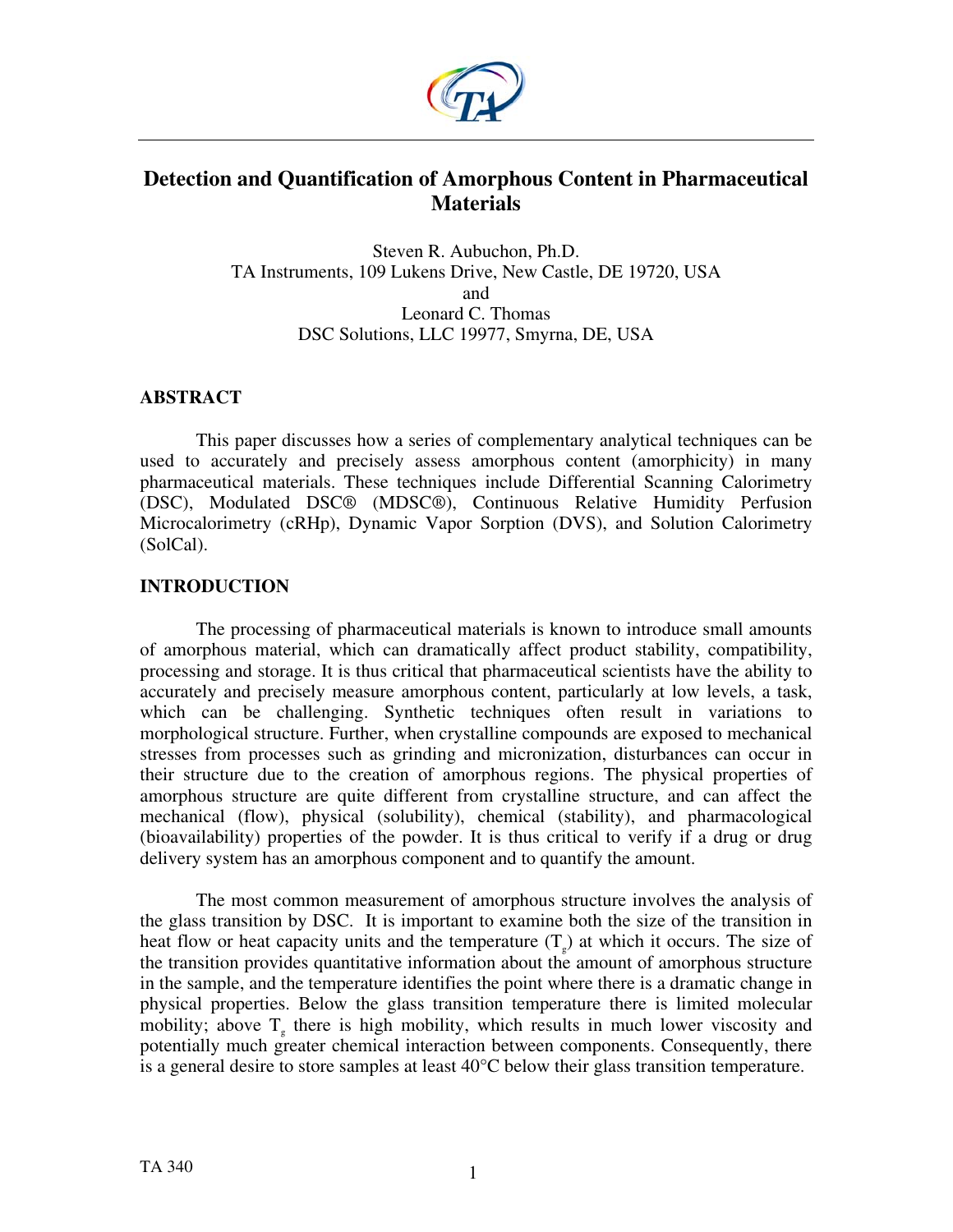# Detection and Quantification of Amorphous Content in Pharmaceutical Materials

Steven R. Aubuchon, Ph.D.
TA Instruments, 109 Lukens Drive, New Castle, DE 19720, USA
and
Leonard C. Thomas
DSC Solutions, LLC 19977, Smyrna, DE, USA

## ABSTRACT

This paper discusses how a series of complementary analytical techniques can be used to accurately and precisely assess amorphous content (amorphicity) in many pharmaceutical materials. These techniques include Differential Scanning Calorimetry (DSC), Modulated DSC® (MDSC®), Continuous Relative Humidity Perfusion Microcalorimetry (cRHp), Dynamic Vapor Sorption (DVS), and Solution Calorimetry (SolCal).

## INTRODUCTION

The processing of pharmaceutical materials is known to introduce small amounts of amorphous material, which can dramatically affect product stability, compatibility, processing and storage. It is thus critical that pharmaceutical scientists have the ability to accurately and precisely measure amorphous content, particularly at low levels, a task, which can be challenging. Synthetic techniques often result in variations to morphological structure. Further, when crystalline compounds are exposed to mechanical stresses from processes such as grinding and micronization, disturbances can occur in their structure due to the creation of amorphous regions. The physical properties of amorphous structure are quite different from crystalline structure, and can affect the mechanical (flow), physical (solubility), chemical (stability), and pharmacological (bioavailability) properties of the powder. It is thus critical to verify if a drug or drug delivery system has an amorphous component and to quantify the amount.

The most common measurement of amorphous structure involves the analysis of the glass transition by DSC. It is important to examine both the size of the transition in heat flow or heat capacity units and the temperature ($T_g$) at which it occurs. The size of the transition provides quantitative information about the amount of amorphous structure in the sample, and the temperature identifies the point where there is a dramatic change in physical properties. Below the glass transition temperature there is limited molecular mobility; above $T_g$ there is high mobility, which results in much lower viscosity and potentially much greater chemical interaction between components. Consequently, there is a general desire to store samples at least 40°C below their glass transition temperature.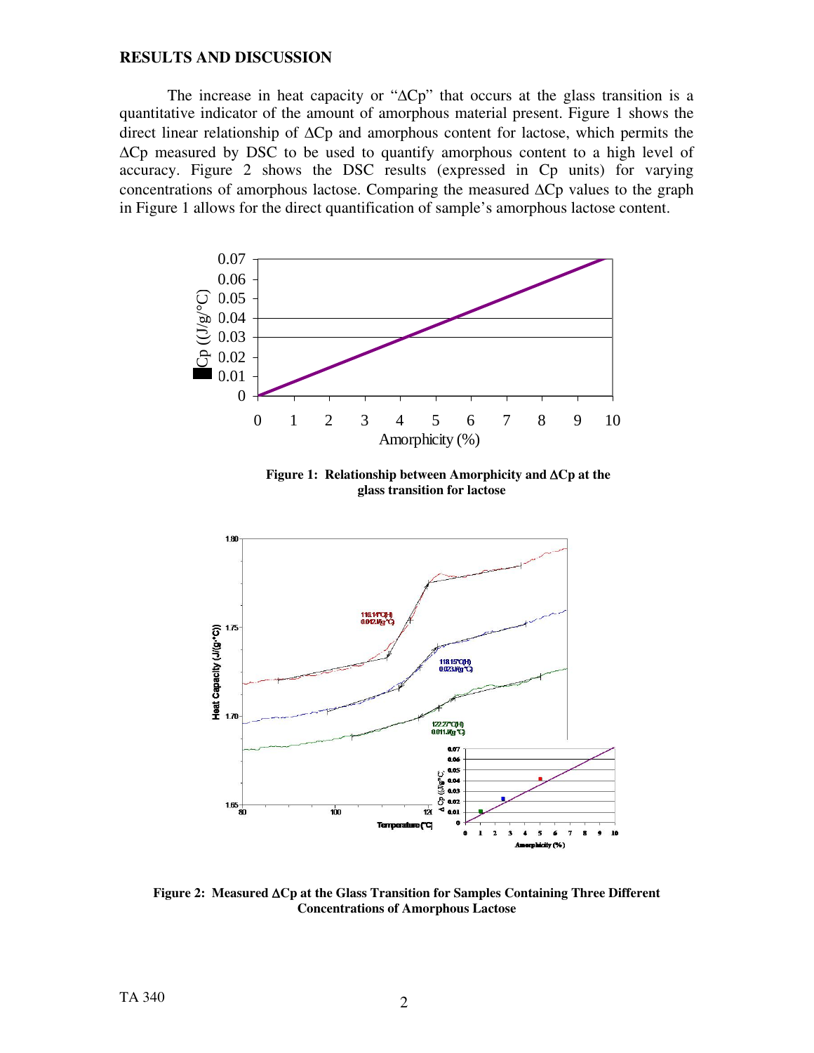## RESULTS AND DISCUSSION

The increase in heat capacity or "ΔCp" that occurs at the glass transition is a quantitative indicator of the amount of amorphous material present. Figure 1 shows the direct linear relationship of ΔCp and amorphous content for lactose, which permits the ΔCp measured by DSC to be used to quantify amorphous content to a high level of accuracy. Figure 2 shows the DSC results (expressed in Cp units) for varying concentrations of amorphous lactose. Comparing the measured ΔCp values to the graph in Figure 1 allows for the direct quantification of sample's amorphous lactose content.

**Figure 1: Relationship between Amorphicity and ΔCp at the glass transition for lactose**

**Figure 2: Measured ΔCp at the Glass Transition for Samples Containing Three Different Concentrations of Amorphous Lactose**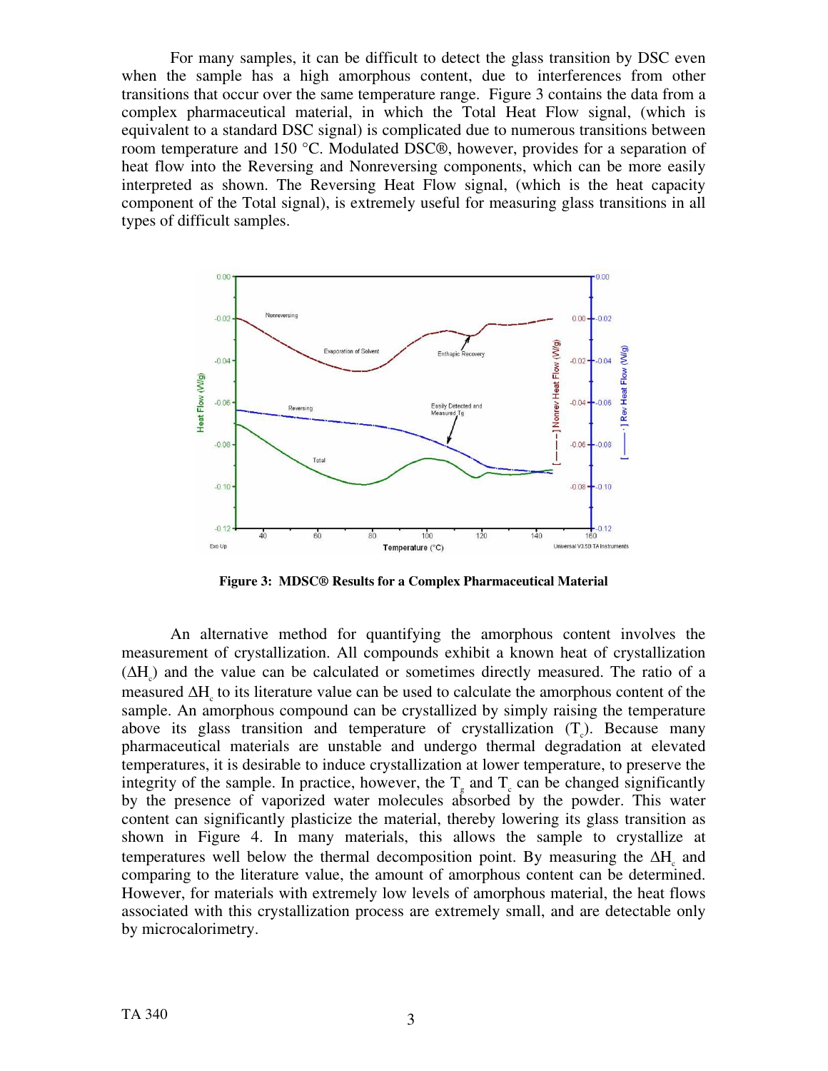For many samples, it can be difficult to detect the glass transition by DSC even when the sample has a high amorphous content, due to interferences from other transitions that occur over the same temperature range. Figure 3 contains the data from a complex pharmaceutical material, in which the Total Heat Flow signal, (which is equivalent to a standard DSC signal) is complicated due to numerous transitions between room temperature and 150 °C. Modulated DSC®, however, provides for a separation of heat flow into the Reversing and Nonreversing components, which can be more easily interpreted as shown. The Reversing Heat Flow signal, (which is the heat capacity component of the Total signal), is extremely useful for measuring glass transitions in all types of difficult samples.

**Figure 3: MDSC® Results for a Complex Pharmaceutical Material**

An alternative method for quantifying the amorphous content involves the measurement of crystallization. All compounds exhibit a known heat of crystallization ($\Delta H_c$) and the value can be calculated or sometimes directly measured. The ratio of a measured $\Delta H_c$ to its literature value can be used to calculate the amorphous content of the sample. An amorphous compound can be crystallized by simply raising the temperature above its glass transition and temperature of crystallization ($T_c$). Because many pharmaceutical materials are unstable and undergo thermal degradation at elevated temperatures, it is desirable to induce crystallization at lower temperature, to preserve the integrity of the sample. In practice, however, the $T_g$ and $T_c$ can be changed significantly by the presence of vaporized water molecules absorbed by the powder. This water content can significantly plasticize the material, thereby lowering its glass transition as shown in Figure 4. In many materials, this allows the sample to crystallize at temperatures well below the thermal decomposition point. By measuring the $\Delta H_c$ and comparing to the literature value, the amount of amorphous content can be determined. However, for materials with extremely low levels of amorphous material, the heat flows associated with this crystallization process are extremely small, and are detectable only by microcalorimetry.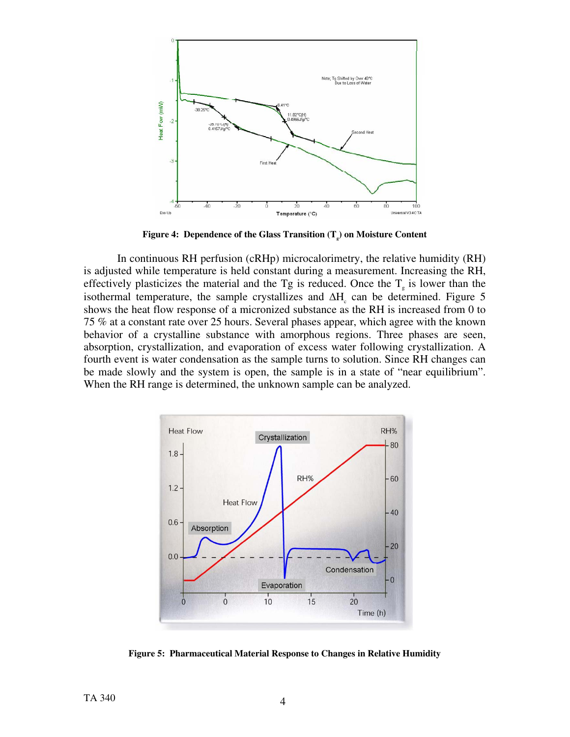**Figure 4: Dependence of the Glass Transition ($T_g$) on Moisture Content**

In continuous RH perfusion (cRHp) microcalorimetry, the relative humidity (RH) is adjusted while temperature is held constant during a measurement. Increasing the RH, effectively plasticizes the material and the Tg is reduced. Once the $T_g$ is lower than the isothermal temperature, the sample crystallizes and $\Delta H_c$ can be determined. Figure 5 shows the heat flow response of a micronized substance as the RH is increased from 0 to 75 % at a constant rate over 25 hours. Several phases appear, which agree with the known behavior of a crystalline substance with amorphous regions. Three phases are seen, absorption, crystallization, and evaporation of excess water following crystallization. A fourth event is water condensation as the sample turns to solution. Since RH changes can be made slowly and the system is open, the sample is in a state of "near equilibrium". When the RH range is determined, the unknown sample can be analyzed.

**Figure 5: Pharmaceutical Material Response to Changes in Relative Humidity**

TA 340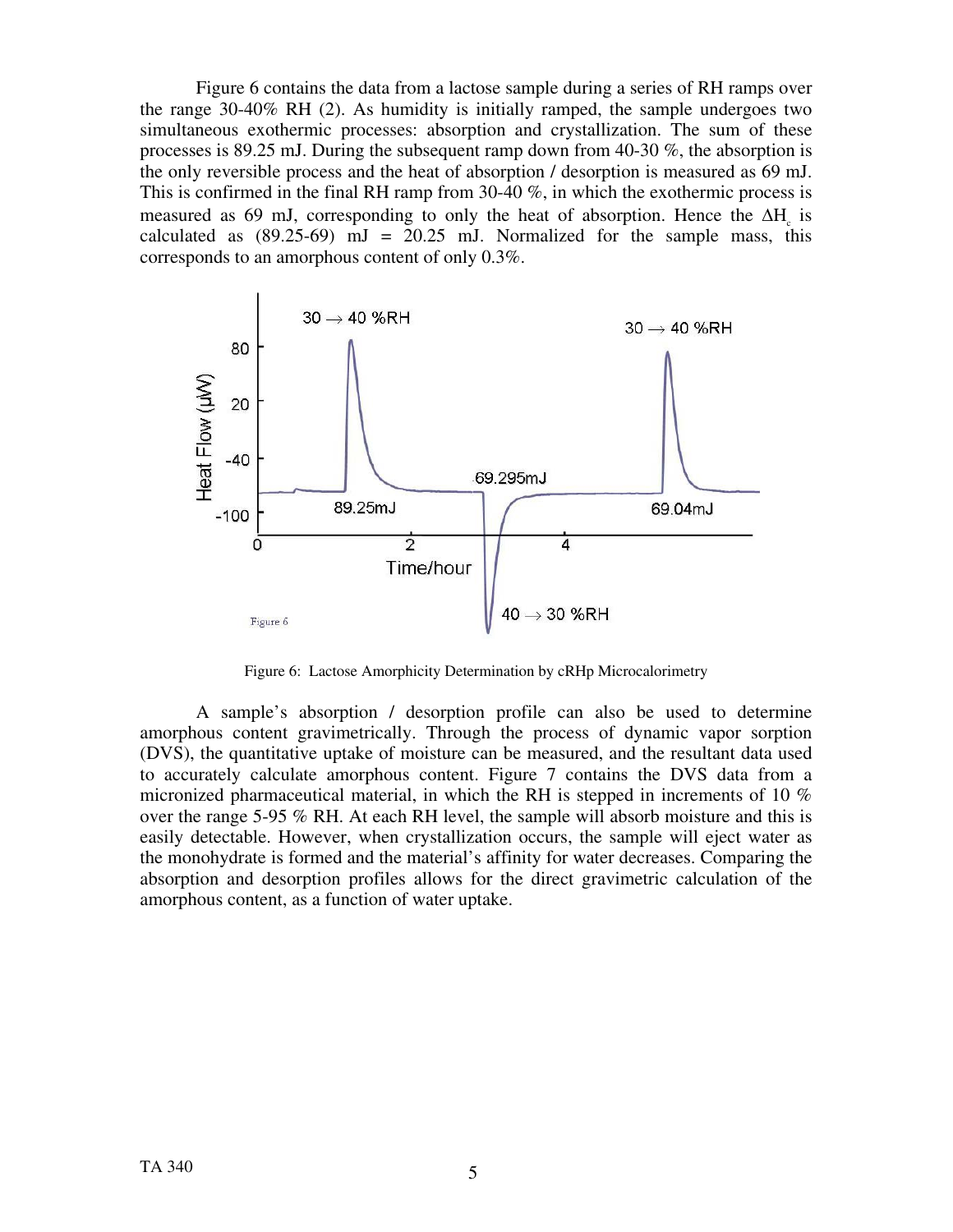Figure 6 contains the data from a lactose sample during a series of RH ramps over the range 30-40% RH (2). As humidity is initially ramped, the sample undergoes two simultaneous exothermic processes: absorption and crystallization. The sum of these processes is 89.25 mJ. During the subsequent ramp down from 40-30 %, the absorption is the only reversible process and the heat of absorption / desorption is measured as 69 mJ. This is confirmed in the final RH ramp from 30-40 %, in which the exothermic process is measured as 69 mJ, corresponding to only the heat of absorption. Hence the $\Delta H_c$ is calculated as (89.25-69) mJ = 20.25 mJ. Normalized for the sample mass, this corresponds to an amorphous content of only 0.3%.

Figure 6: Lactose Amorphicity Determination by cRHp Microcalorimetry

A sample's absorption / desorption profile can also be used to determine amorphous content gravimetrically. Through the process of dynamic vapor sorption (DVS), the quantitative uptake of moisture can be measured, and the resultant data used to accurately calculate amorphous content. Figure 7 contains the DVS data from a micronized pharmaceutical material, in which the RH is stepped in increments of 10 % over the range 5-95 % RH. At each RH level, the sample will absorb moisture and this is easily detectable. However, when crystallization occurs, the sample will eject water as the monohydrate is formed and the material's affinity for water decreases. Comparing the absorption and desorption profiles allows for the direct gravimetric calculation of the amorphous content, as a function of water uptake.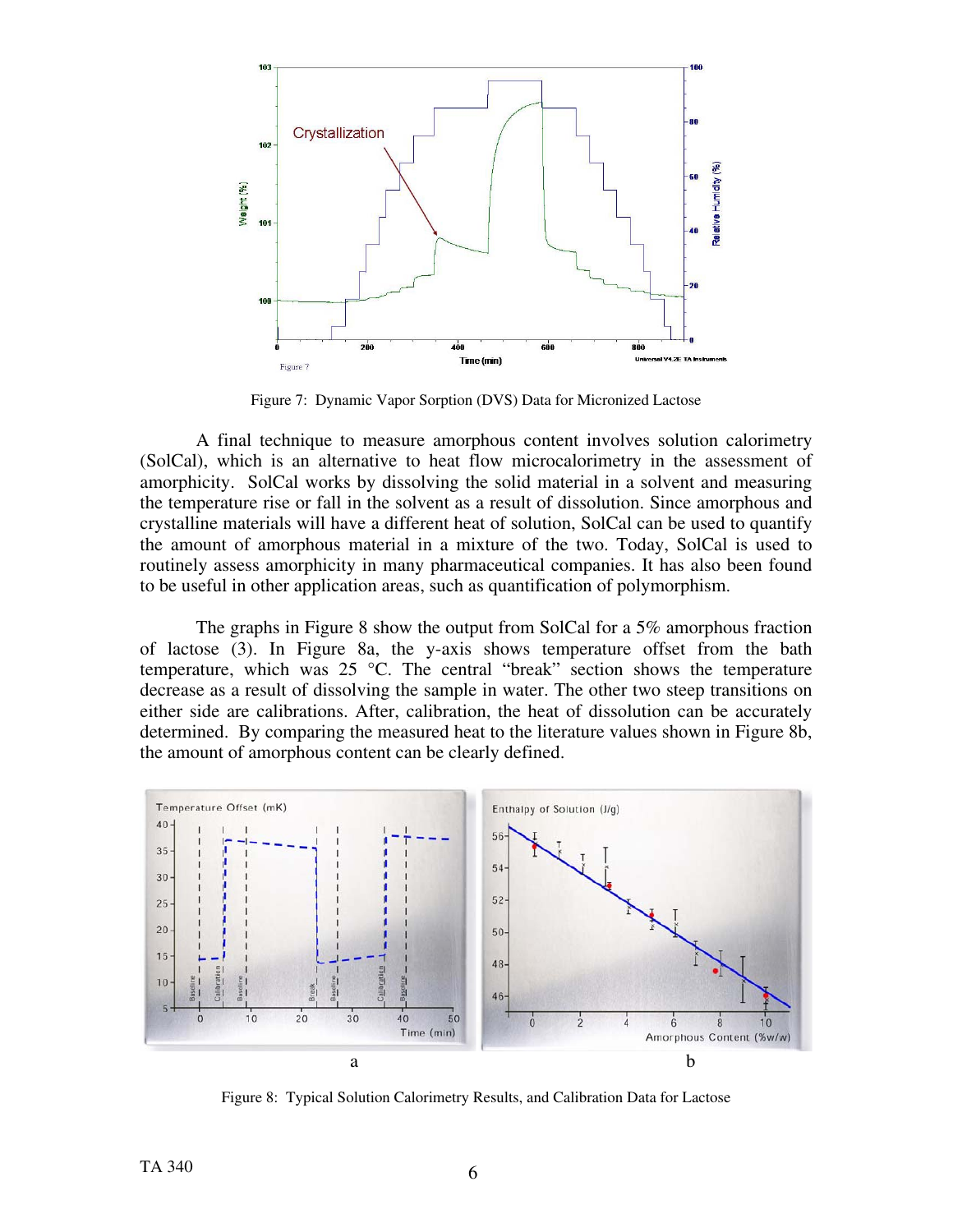Figure 7: Dynamic Vapor Sorption (DVS) Data for Micronized Lactose

A final technique to measure amorphous content involves solution calorimetry (SolCal), which is an alternative to heat flow microcalorimetry in the assessment of amorphicity. SolCal works by dissolving the solid material in a solvent and measuring the temperature rise or fall in the solvent as a result of dissolution. Since amorphous and crystalline materials will have a different heat of solution, SolCal can be used to quantify the amount of amorphous material in a mixture of the two. Today, SolCal is used to routinely assess amorphicity in many pharmaceutical companies. It has also been found to be useful in other application areas, such as quantification of polymorphism.

The graphs in Figure 8 show the output from SolCal for a 5% amorphous fraction of lactose (3). In Figure 8a, the y-axis shows temperature offset from the bath temperature, which was 25 °C. The central "break" section shows the temperature decrease as a result of dissolving the sample in water. The other two steep transitions on either side are calibrations. After, calibration, the heat of dissolution can be accurately determined. By comparing the measured heat to the literature values shown in Figure 8b, the amount of amorphous content can be clearly defined.

Figure 8: Typical Solution Calorimetry Results, and Calibration Data for Lactose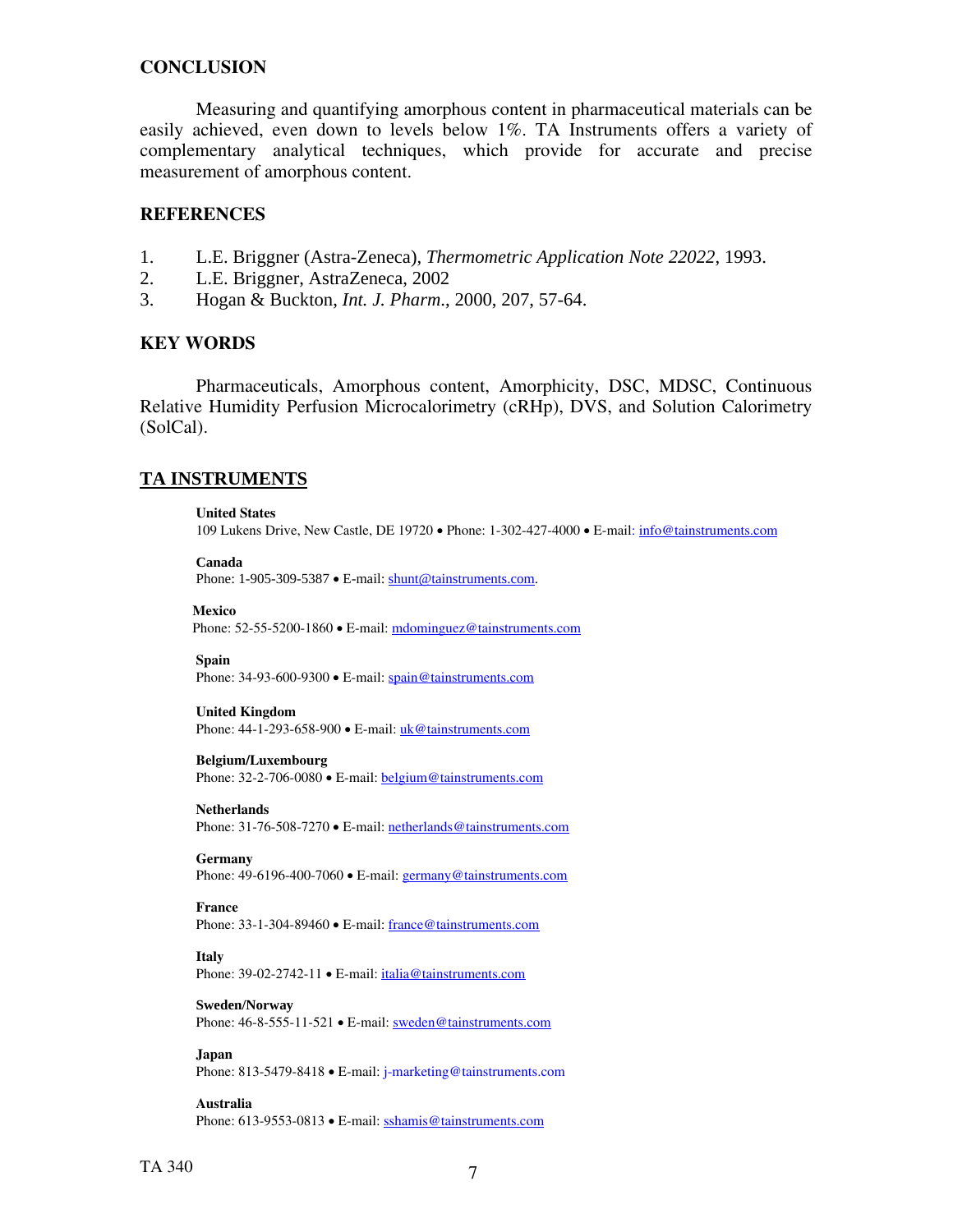## CONCLUSION

Measuring and quantifying amorphous content in pharmaceutical materials can be easily achieved, even down to levels below 1%. TA Instruments offers a variety of complementary analytical techniques, which provide for accurate and precise measurement of amorphous content.

## REFERENCES

1. L.E. Briggner (Astra-Zeneca), *Thermometric Application Note 22022*, 1993.
2. L.E. Briggner, AstraZeneca, 2002
3. Hogan & Buckton, *Int. J. Pharm.*, 2000, 207, 57-64.

## KEY WORDS

Pharmaceuticals, Amorphous content, Amorphicity, DSC, MDSC, Continuous Relative Humidity Perfusion Microcalorimetry (cRHp), DVS, and Solution Calorimetry (SolCal).

## TA INSTRUMENTS

**United States**
109 Lukens Drive, New Castle, DE 19720 • Phone: 1-302-427-4000 • E-mail: info@tainstruments.com

**Canada**
Phone: 1-905-309-5387 • E-mail: shunt@tainstruments.com.

**Mexico**
Phone: 52-55-5200-1860 • E-mail: mdominguez@tainstruments.com

**Spain**
Phone: 34-93-600-9300 • E-mail: spain@tainstruments.com

**United Kingdom**
Phone: 44-1-293-658-900 • E-mail: uk@tainstruments.com

**Belgium/Luxembourg**
Phone: 32-2-706-0080 • E-mail: belgium@tainstruments.com

**Netherlands**
Phone: 31-76-508-7270 • E-mail: netherlands@tainstruments.com

**Germany**
Phone: 49-6196-400-7060 • E-mail: germany@tainstruments.com

**France**
Phone: 33-1-304-89460 • E-mail: france@tainstruments.com

**Italy**
Phone: 39-02-2742-11 • E-mail: italia@tainstruments.com

**Sweden/Norway**
Phone: 46-8-555-11-521 • E-mail: sweden@tainstruments.com

**Japan**
Phone: 813-5479-8418 • E-mail: j-marketing@tainstruments.com

**Australia**
Phone: 613-9553-0813 • E-mail: sshamis@tainstruments.com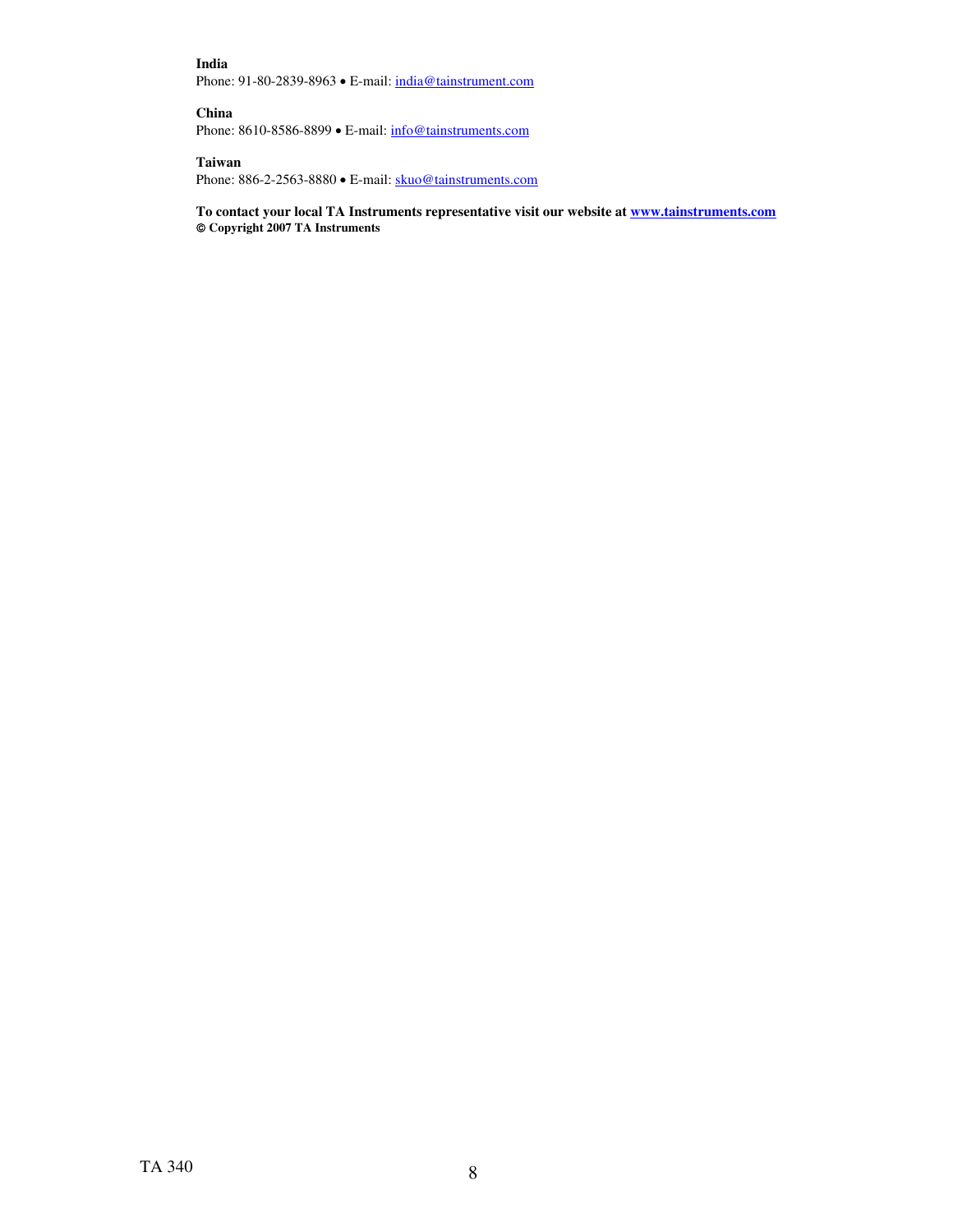**India**
Phone: 91-80-2839-8963 • E-mail: india@tainstrument.com

**China**
Phone: 8610-8586-8899 • E-mail: info@tainstruments.com

**Taiwan**
Phone: 886-2-2563-8880 • E-mail: skuo@tainstruments.com

**To contact your local TA Instruments representative visit our website at www.tainstruments.com**
**© Copyright 2007 TA Instruments**